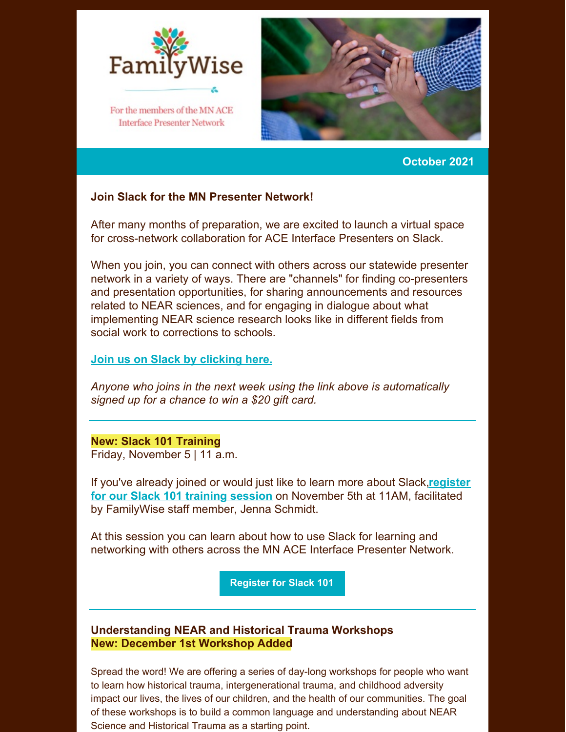FamilyWise

For the members of the MN ACE Interface Presenter Network

October 2021

### Join Slack for the MN Presenter Network!

After many months of preparation, we are excited to launch a virtual space for cross-network collaboration for ACE Interface Presenters on Slack.

When you join, you can connect with others across our statewide presenter network in a variety of ways. There are "channels" for finding co-presenters and presentation opportunities, for sharing announcements and resources related to NEAR sciences, and for engaging in dialogue about what implementing NEAR science research looks like in different fields from social work to corrections to schools.

**Join us on Slack by clicking here.**

*Anyone who joins in the next week using the link above is automatically signed up for a chance to win a $20 gift card.*

---

**New: Slack 101 Training**
Friday, November 5 | 11 a.m.

If you've already joined or would just like to learn more about Slack, **register for our Slack 101 training session** on November 5th at 11AM, facilitated by FamilyWise staff member, Jenna Schmidt.

At this session you can learn about how to use Slack for learning and networking with others across the MN ACE Interface Presenter Network.

**Register for Slack 101**

---

### Understanding NEAR and Historical Trauma Workshops
**New: December 1st Workshop Added**

Spread the word! We are offering a series of day-long workshops for people who want to learn how historical trauma, intergenerational trauma, and childhood adversity impact our lives, the lives of our children, and the health of our communities. The goal of these workshops is to build a common language and understanding about NEAR Science and Historical Trauma as a starting point.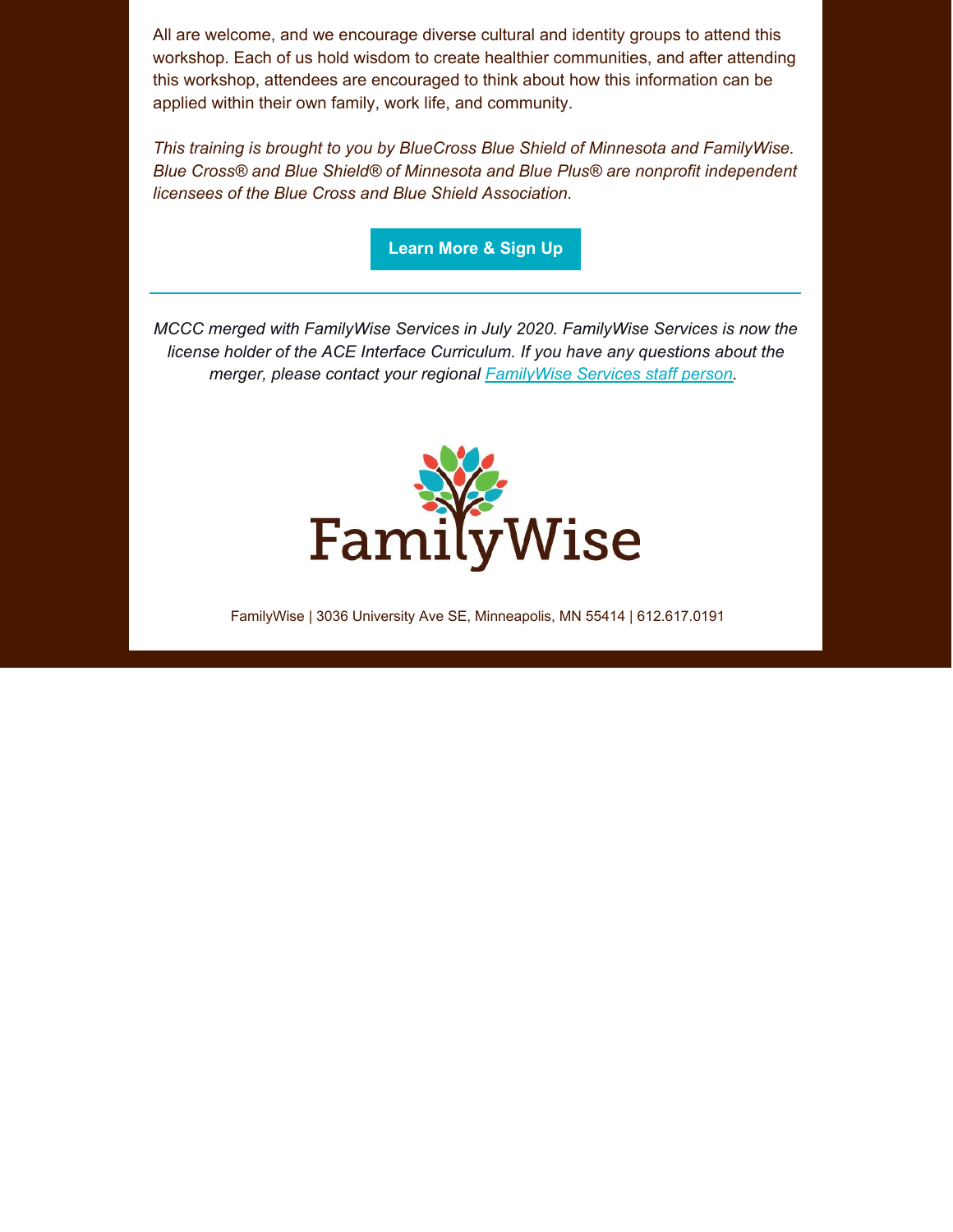All are welcome, and we encourage diverse cultural and identity groups to attend this workshop. Each of us hold wisdom to create healthier communities, and after attending this workshop, attendees are encouraged to think about how this information can be applied within their own family, work life, and community.

*This training is brought to you by BlueCross Blue Shield of Minnesota and FamilyWise. Blue Cross® and Blue Shield® of Minnesota and Blue Plus® are nonprofit independent licensees of the Blue Cross and Blue Shield Association.*

**Learn More & Sign Up**

---

*MCCC merged with FamilyWise Services in July 2020. FamilyWise Services is now the license holder of the ACE Interface Curriculum. If you have any questions about the merger, please contact your regional FamilyWise Services staff person.*

FamilyWise

FamilyWise | 3036 University Ave SE, Minneapolis, MN 55414 | 612.617.0191